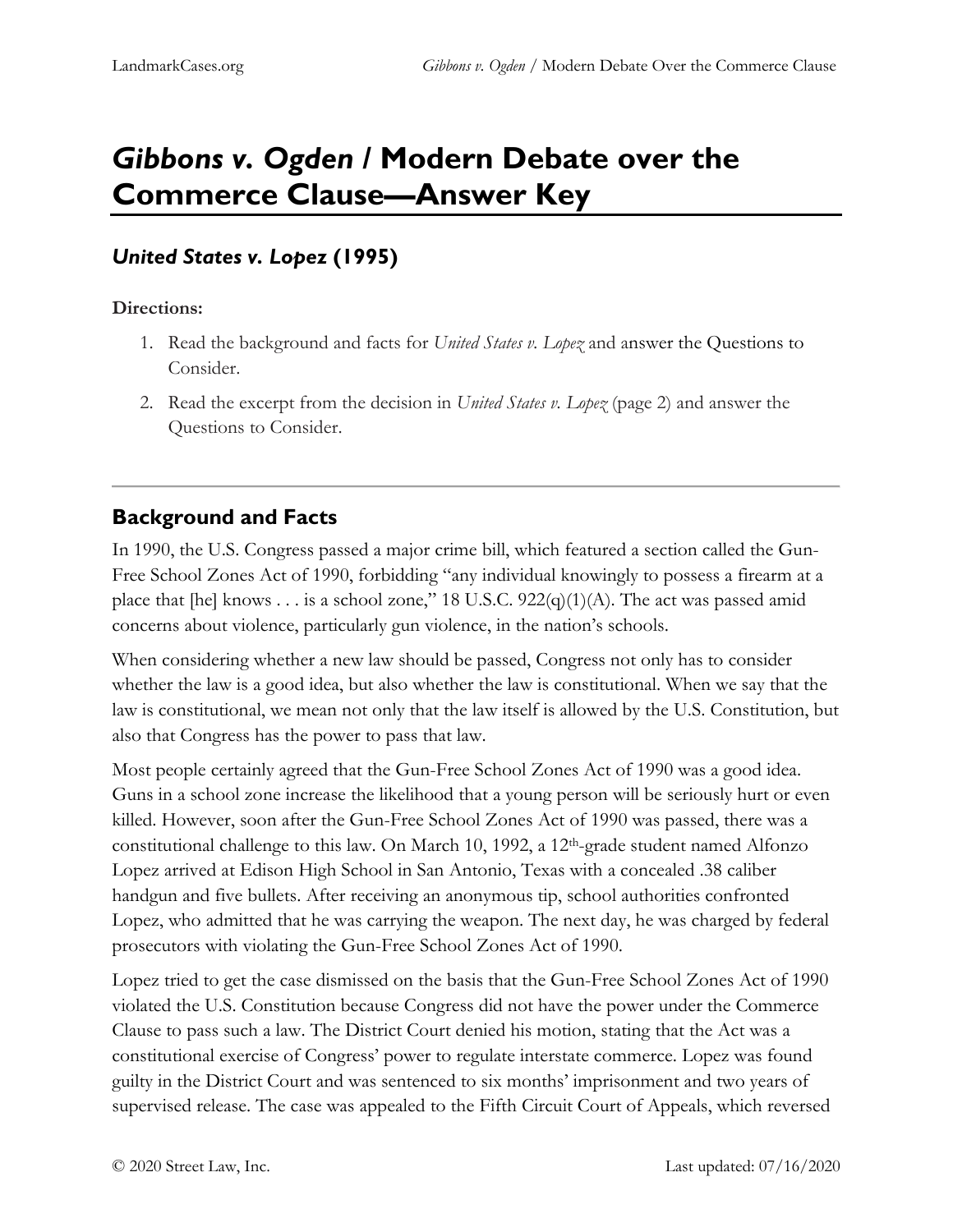# *Gibbons v. Ogden* / Modern Debate over the Commerce Clause—Answer Key

## *United States v. Lopez* (1995)

**Directions:**

1. Read the background and facts for *United States v. Lopez* and answer the Questions to Consider.
2. Read the excerpt from the decision in *United States v. Lopez* (page 2) and answer the Questions to Consider.

---

## Background and Facts

In 1990, the U.S. Congress passed a major crime bill, which featured a section called the Gun-Free School Zones Act of 1990, forbidding "any individual knowingly to possess a firearm at a place that [he] knows . . . is a school zone," 18 U.S.C. 922(q)(1)(A). The act was passed amid concerns about violence, particularly gun violence, in the nation's schools.

When considering whether a new law should be passed, Congress not only has to consider whether the law is a good idea, but also whether the law is constitutional. When we say that the law is constitutional, we mean not only that the law itself is allowed by the U.S. Constitution, but also that Congress has the power to pass that law.

Most people certainly agreed that the Gun-Free School Zones Act of 1990 was a good idea. Guns in a school zone increase the likelihood that a young person will be seriously hurt or even killed. However, soon after the Gun-Free School Zones Act of 1990 was passed, there was a constitutional challenge to this law. On March 10, 1992, a 12th-grade student named Alfonzo Lopez arrived at Edison High School in San Antonio, Texas with a concealed .38 caliber handgun and five bullets. After receiving an anonymous tip, school authorities confronted Lopez, who admitted that he was carrying the weapon. The next day, he was charged by federal prosecutors with violating the Gun-Free School Zones Act of 1990.

Lopez tried to get the case dismissed on the basis that the Gun-Free School Zones Act of 1990 violated the U.S. Constitution because Congress did not have the power under the Commerce Clause to pass such a law. The District Court denied his motion, stating that the Act was a constitutional exercise of Congress' power to regulate interstate commerce. Lopez was found guilty in the District Court and was sentenced to six months' imprisonment and two years of supervised release. The case was appealed to the Fifth Circuit Court of Appeals, which reversed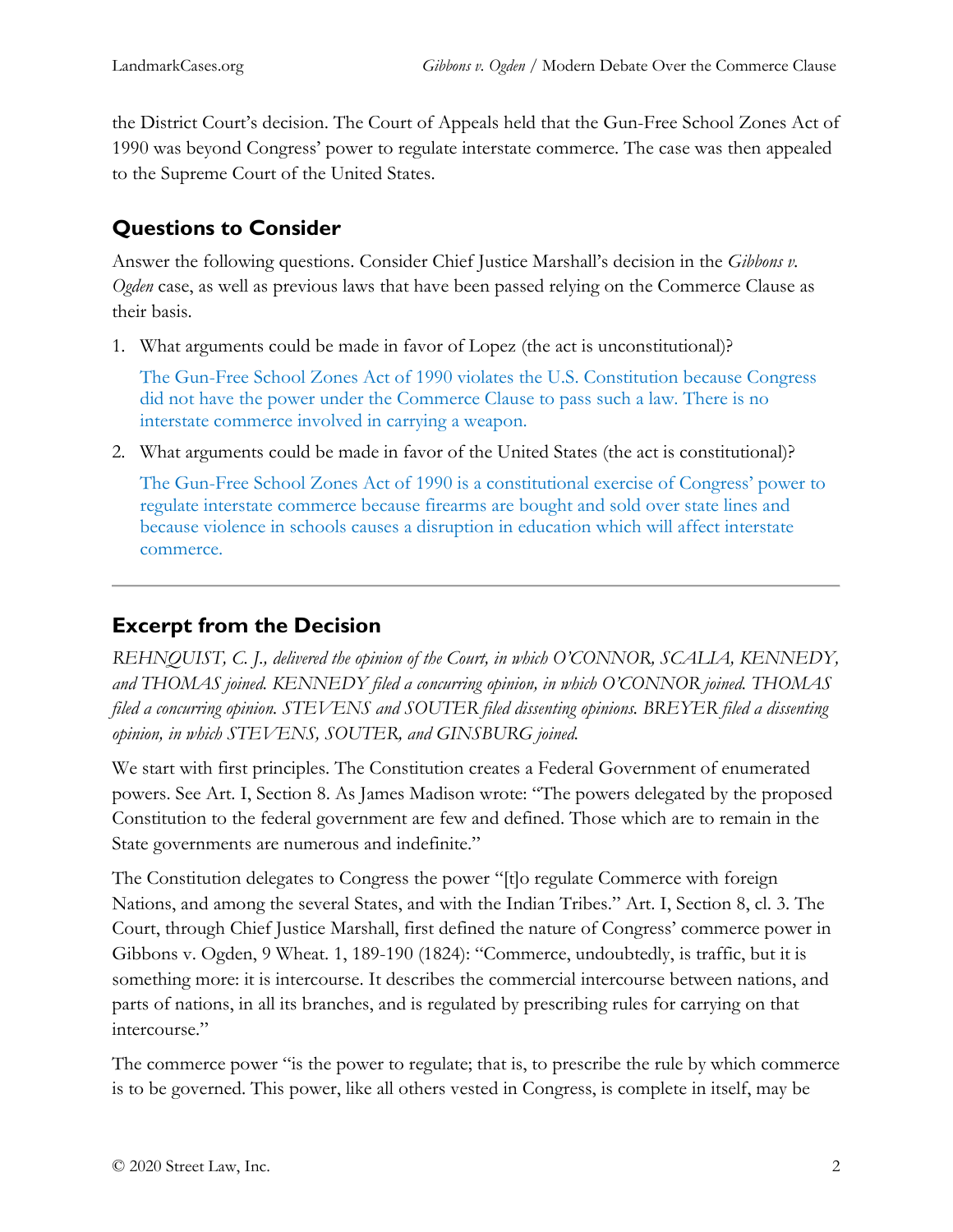the District Court's decision. The Court of Appeals held that the Gun-Free School Zones Act of 1990 was beyond Congress' power to regulate interstate commerce. The case was then appealed to the Supreme Court of the United States.

## Questions to Consider

Answer the following questions. Consider Chief Justice Marshall's decision in the *Gibbons v. Ogden* case, as well as previous laws that have been passed relying on the Commerce Clause as their basis.

1. What arguments could be made in favor of Lopez (the act is unconstitutional)?

   The Gun-Free School Zones Act of 1990 violates the U.S. Constitution because Congress did not have the power under the Commerce Clause to pass such a law. There is no interstate commerce involved in carrying a weapon.

2. What arguments could be made in favor of the United States (the act is constitutional)?

   The Gun-Free School Zones Act of 1990 is a constitutional exercise of Congress' power to regulate interstate commerce because firearms are bought and sold over state lines and because violence in schools causes a disruption in education which will affect interstate commerce.

---

## Excerpt from the Decision

*REHNQUIST, C. J., delivered the opinion of the Court, in which O'CONNOR, SCALIA, KENNEDY, and THOMAS joined. KENNEDY filed a concurring opinion, in which O'CONNOR joined. THOMAS filed a concurring opinion. STEVENS and SOUTER filed dissenting opinions. BREYER filed a dissenting opinion, in which STEVENS, SOUTER, and GINSBURG joined.*

We start with first principles. The Constitution creates a Federal Government of enumerated powers. See Art. I, Section 8. As James Madison wrote: "The powers delegated by the proposed Constitution to the federal government are few and defined. Those which are to remain in the State governments are numerous and indefinite."

The Constitution delegates to Congress the power "[t]o regulate Commerce with foreign Nations, and among the several States, and with the Indian Tribes." Art. I, Section 8, cl. 3. The Court, through Chief Justice Marshall, first defined the nature of Congress' commerce power in Gibbons v. Ogden, 9 Wheat. 1, 189-190 (1824): "Commerce, undoubtedly, is traffic, but it is something more: it is intercourse. It describes the commercial intercourse between nations, and parts of nations, in all its branches, and is regulated by prescribing rules for carrying on that intercourse."

The commerce power "is the power to regulate; that is, to prescribe the rule by which commerce is to be governed. This power, like all others vested in Congress, is complete in itself, may be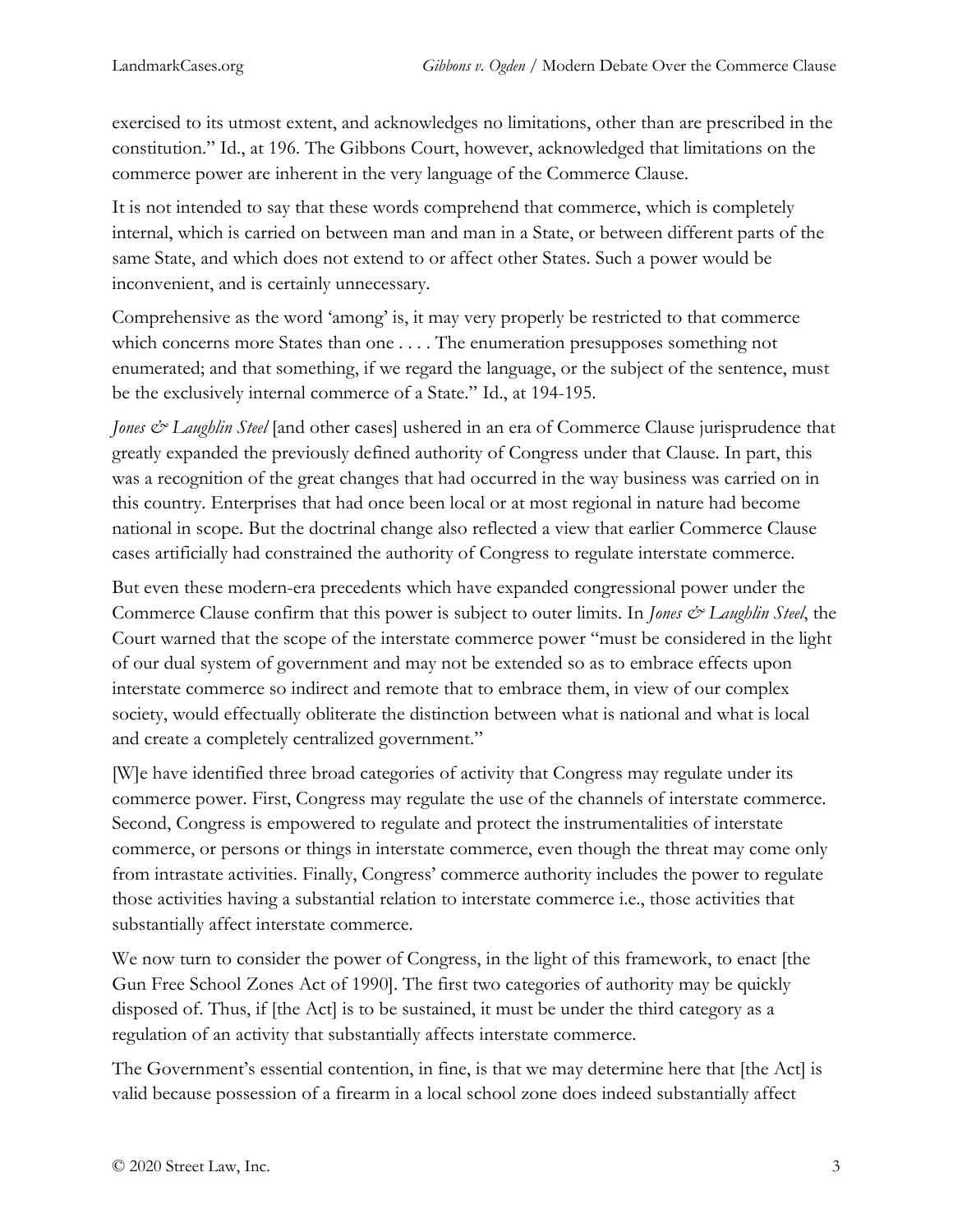exercised to its utmost extent, and acknowledges no limitations, other than are prescribed in the constitution." Id., at 196. The Gibbons Court, however, acknowledged that limitations on the commerce power are inherent in the very language of the Commerce Clause.

It is not intended to say that these words comprehend that commerce, which is completely internal, which is carried on between man and man in a State, or between different parts of the same State, and which does not extend to or affect other States. Such a power would be inconvenient, and is certainly unnecessary.

Comprehensive as the word 'among' is, it may very properly be restricted to that commerce which concerns more States than one . . . . The enumeration presupposes something not enumerated; and that something, if we regard the language, or the subject of the sentence, must be the exclusively internal commerce of a State." Id., at 194-195.

*Jones & Laughlin Steel* [and other cases] ushered in an era of Commerce Clause jurisprudence that greatly expanded the previously defined authority of Congress under that Clause. In part, this was a recognition of the great changes that had occurred in the way business was carried on in this country. Enterprises that had once been local or at most regional in nature had become national in scope. But the doctrinal change also reflected a view that earlier Commerce Clause cases artificially had constrained the authority of Congress to regulate interstate commerce.

But even these modern-era precedents which have expanded congressional power under the Commerce Clause confirm that this power is subject to outer limits. In *Jones & Laughlin Steel*, the Court warned that the scope of the interstate commerce power "must be considered in the light of our dual system of government and may not be extended so as to embrace effects upon interstate commerce so indirect and remote that to embrace them, in view of our complex society, would effectually obliterate the distinction between what is national and what is local and create a completely centralized government."

[W]e have identified three broad categories of activity that Congress may regulate under its commerce power. First, Congress may regulate the use of the channels of interstate commerce. Second, Congress is empowered to regulate and protect the instrumentalities of interstate commerce, or persons or things in interstate commerce, even though the threat may come only from intrastate activities. Finally, Congress' commerce authority includes the power to regulate those activities having a substantial relation to interstate commerce i.e., those activities that substantially affect interstate commerce.

We now turn to consider the power of Congress, in the light of this framework, to enact [the Gun Free School Zones Act of 1990]. The first two categories of authority may be quickly disposed of. Thus, if [the Act] is to be sustained, it must be under the third category as a regulation of an activity that substantially affects interstate commerce.

The Government's essential contention, in fine, is that we may determine here that [the Act] is valid because possession of a firearm in a local school zone does indeed substantially affect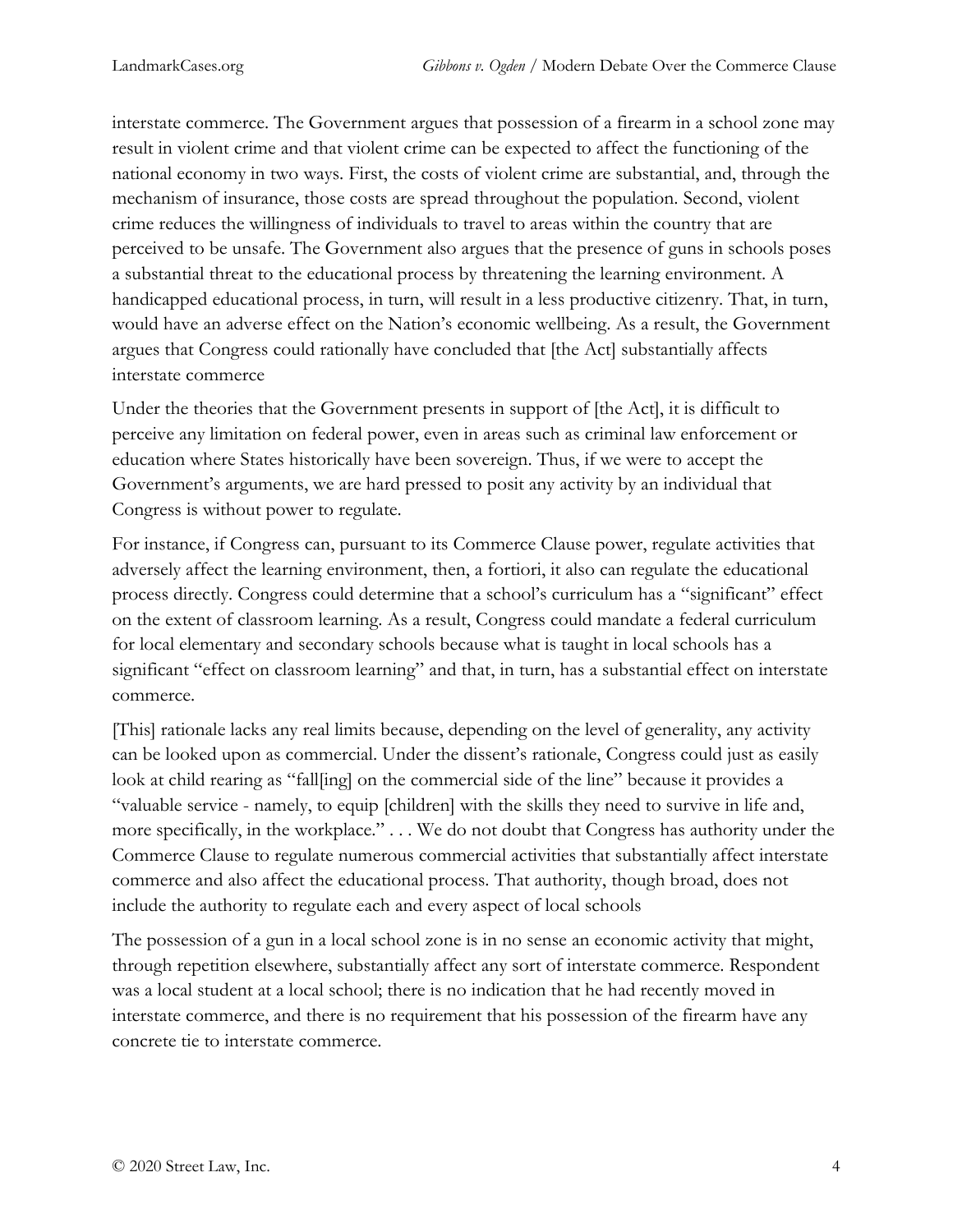interstate commerce. The Government argues that possession of a firearm in a school zone may result in violent crime and that violent crime can be expected to affect the functioning of the national economy in two ways. First, the costs of violent crime are substantial, and, through the mechanism of insurance, those costs are spread throughout the population. Second, violent crime reduces the willingness of individuals to travel to areas within the country that are perceived to be unsafe. The Government also argues that the presence of guns in schools poses a substantial threat to the educational process by threatening the learning environment. A handicapped educational process, in turn, will result in a less productive citizenry. That, in turn, would have an adverse effect on the Nation's economic wellbeing. As a result, the Government argues that Congress could rationally have concluded that [the Act] substantially affects interstate commerce

Under the theories that the Government presents in support of [the Act], it is difficult to perceive any limitation on federal power, even in areas such as criminal law enforcement or education where States historically have been sovereign. Thus, if we were to accept the Government's arguments, we are hard pressed to posit any activity by an individual that Congress is without power to regulate.

For instance, if Congress can, pursuant to its Commerce Clause power, regulate activities that adversely affect the learning environment, then, a fortiori, it also can regulate the educational process directly. Congress could determine that a school's curriculum has a "significant" effect on the extent of classroom learning. As a result, Congress could mandate a federal curriculum for local elementary and secondary schools because what is taught in local schools has a significant "effect on classroom learning" and that, in turn, has a substantial effect on interstate commerce.

[This] rationale lacks any real limits because, depending on the level of generality, any activity can be looked upon as commercial. Under the dissent's rationale, Congress could just as easily look at child rearing as "fall[ing] on the commercial side of the line" because it provides a "valuable service - namely, to equip [children] with the skills they need to survive in life and, more specifically, in the workplace." . . . We do not doubt that Congress has authority under the Commerce Clause to regulate numerous commercial activities that substantially affect interstate commerce and also affect the educational process. That authority, though broad, does not include the authority to regulate each and every aspect of local schools

The possession of a gun in a local school zone is in no sense an economic activity that might, through repetition elsewhere, substantially affect any sort of interstate commerce. Respondent was a local student at a local school; there is no indication that he had recently moved in interstate commerce, and there is no requirement that his possession of the firearm have any concrete tie to interstate commerce.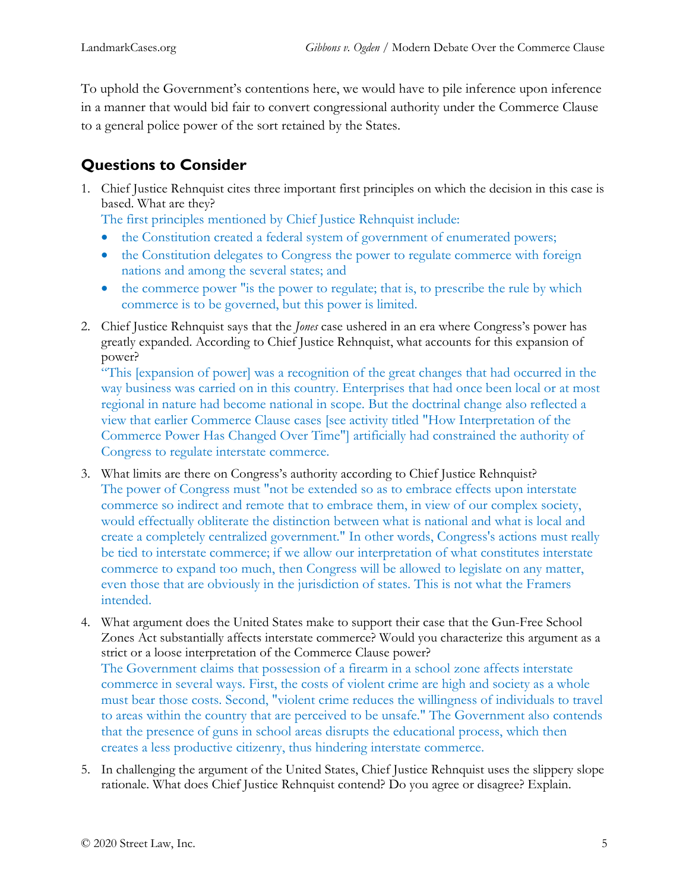To uphold the Government's contentions here, we would have to pile inference upon inference in a manner that would bid fair to convert congressional authority under the Commerce Clause to a general police power of the sort retained by the States.

## Questions to Consider

1. Chief Justice Rehnquist cites three important first principles on which the decision in this case is based. What are they?
   The first principles mentioned by Chief Justice Rehnquist include:
   - the Constitution created a federal system of government of enumerated powers;
   - the Constitution delegates to Congress the power to regulate commerce with foreign nations and among the several states; and
   - the commerce power "is the power to regulate; that is, to prescribe the rule by which commerce is to be governed, but this power is limited.

2. Chief Justice Rehnquist says that the *Jones* case ushered in an era where Congress's power has greatly expanded. According to Chief Justice Rehnquist, what accounts for this expansion of power?
   "This [expansion of power] was a recognition of the great changes that had occurred in the way business was carried on in this country. Enterprises that had once been local or at most regional in nature had become national in scope. But the doctrinal change also reflected a view that earlier Commerce Clause cases [see activity titled "How Interpretation of the Commerce Power Has Changed Over Time"] artificially had constrained the authority of Congress to regulate interstate commerce.

3. What limits are there on Congress's authority according to Chief Justice Rehnquist?
   The power of Congress must "not be extended so as to embrace effects upon interstate commerce so indirect and remote that to embrace them, in view of our complex society, would effectually obliterate the distinction between what is national and what is local and create a completely centralized government." In other words, Congress's actions must really be tied to interstate commerce; if we allow our interpretation of what constitutes interstate commerce to expand too much, then Congress will be allowed to legislate on any matter, even those that are obviously in the jurisdiction of states. This is not what the Framers intended.

4. What argument does the United States make to support their case that the Gun-Free School Zones Act substantially affects interstate commerce? Would you characterize this argument as a strict or a loose interpretation of the Commerce Clause power?
   The Government claims that possession of a firearm in a school zone affects interstate commerce in several ways. First, the costs of violent crime are high and society as a whole must bear those costs. Second, "violent crime reduces the willingness of individuals to travel to areas within the country that are perceived to be unsafe." The Government also contends that the presence of guns in school areas disrupts the educational process, which then creates a less productive citizenry, thus hindering interstate commerce.

5. In challenging the argument of the United States, Chief Justice Rehnquist uses the slippery slope rationale. What does Chief Justice Rehnquist contend? Do you agree or disagree? Explain.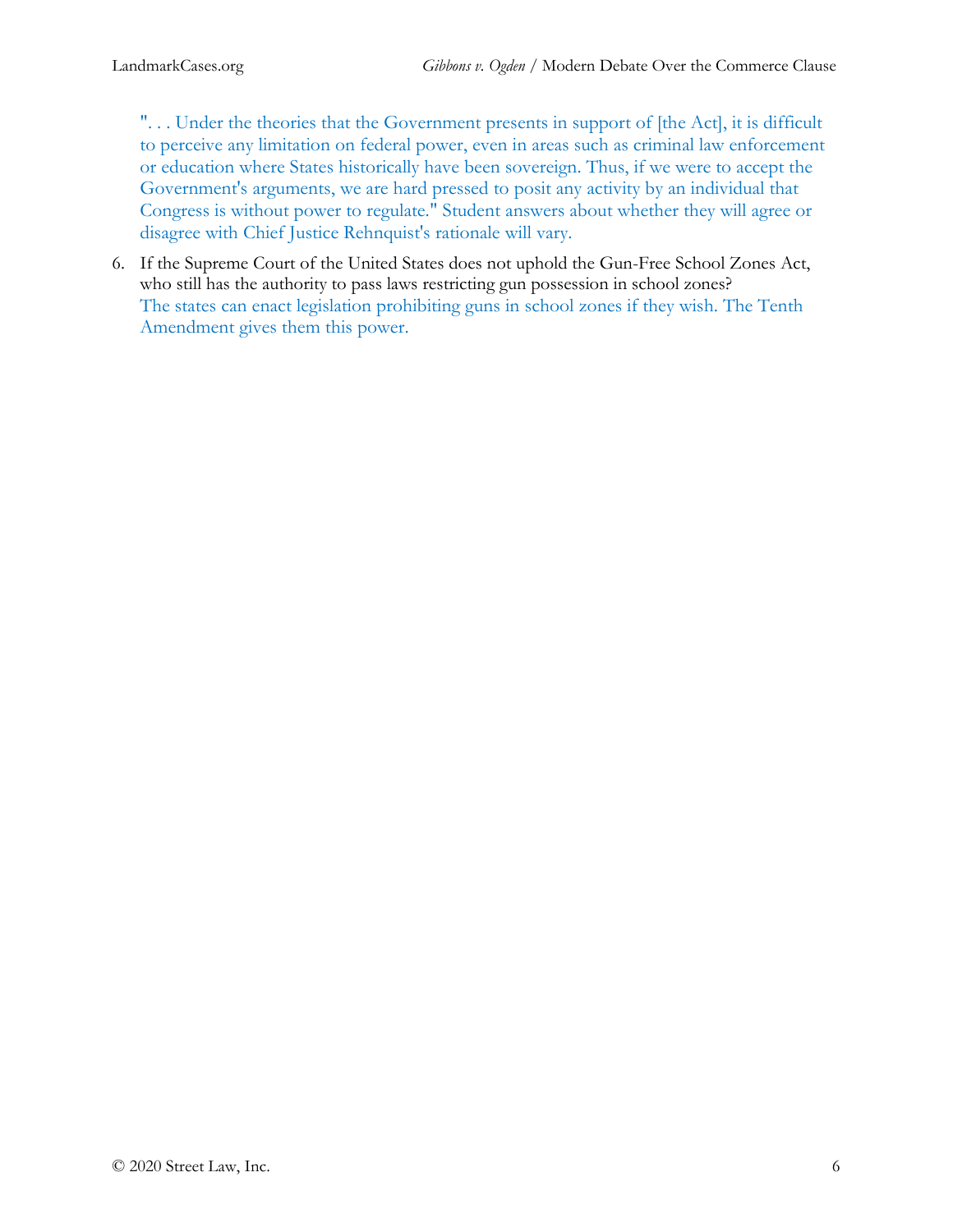"... Under the theories that the Government presents in support of [the Act], it is difficult to perceive any limitation on federal power, even in areas such as criminal law enforcement or education where States historically have been sovereign. Thus, if we were to accept the Government's arguments, we are hard pressed to posit any activity by an individual that Congress is without power to regulate." Student answers about whether they will agree or disagree with Chief Justice Rehnquist's rationale will vary.

6. If the Supreme Court of the United States does not uphold the Gun-Free School Zones Act, who still has the authority to pass laws restricting gun possession in school zones?
   The states can enact legislation prohibiting guns in school zones if they wish. The Tenth Amendment gives them this power.